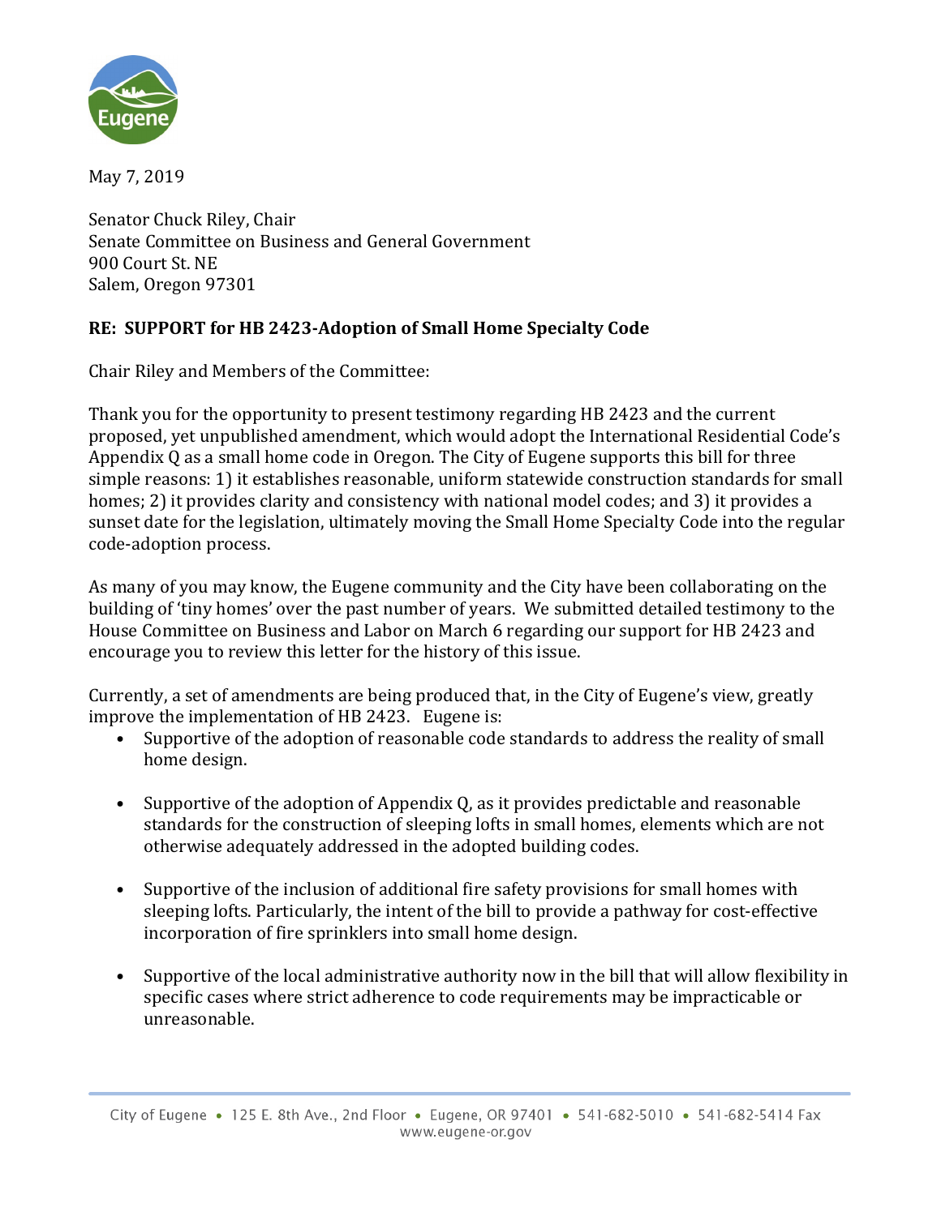May 7, 2019

Senator Chuck Riley, Chair
Senate Committee on Business and General Government
900 Court St. NE
Salem, Oregon 97301

**RE: SUPPORT for HB 2423-Adoption of Small Home Specialty Code**

Chair Riley and Members of the Committee:

Thank you for the opportunity to present testimony regarding HB 2423 and the current proposed, yet unpublished amendment, which would adopt the International Residential Code's Appendix Q as a small home code in Oregon. The City of Eugene supports this bill for three simple reasons: 1) it establishes reasonable, uniform statewide construction standards for small homes; 2) it provides clarity and consistency with national model codes; and 3) it provides a sunset date for the legislation, ultimately moving the Small Home Specialty Code into the regular code-adoption process.

As many of you may know, the Eugene community and the City have been collaborating on the building of 'tiny homes' over the past number of years. We submitted detailed testimony to the House Committee on Business and Labor on March 6 regarding our support for HB 2423 and encourage you to review this letter for the history of this issue.

Currently, a set of amendments are being produced that, in the City of Eugene's view, greatly improve the implementation of HB 2423. Eugene is:

- Supportive of the adoption of reasonable code standards to address the reality of small home design.
- Supportive of the adoption of Appendix Q, as it provides predictable and reasonable standards for the construction of sleeping lofts in small homes, elements which are not otherwise adequately addressed in the adopted building codes.
- Supportive of the inclusion of additional fire safety provisions for small homes with sleeping lofts. Particularly, the intent of the bill to provide a pathway for cost-effective incorporation of fire sprinklers into small home design.
- Supportive of the local administrative authority now in the bill that will allow flexibility in specific cases where strict adherence to code requirements may be impracticable or unreasonable.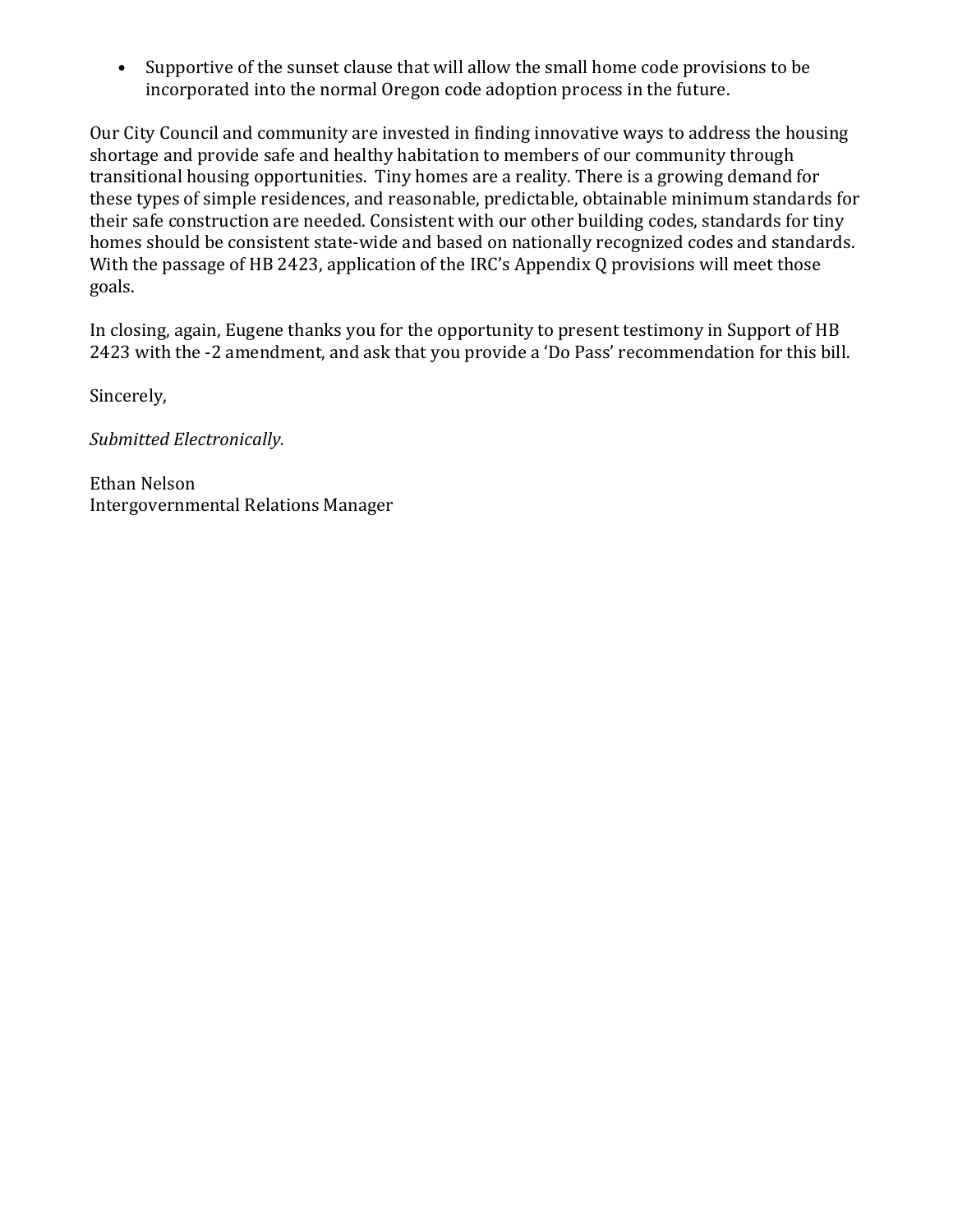- Supportive of the sunset clause that will allow the small home code provisions to be incorporated into the normal Oregon code adoption process in the future.

Our City Council and community are invested in finding innovative ways to address the housing shortage and provide safe and healthy habitation to members of our community through transitional housing opportunities. Tiny homes are a reality. There is a growing demand for these types of simple residences, and reasonable, predictable, obtainable minimum standards for their safe construction are needed. Consistent with our other building codes, standards for tiny homes should be consistent state-wide and based on nationally recognized codes and standards. With the passage of HB 2423, application of the IRC's Appendix Q provisions will meet those goals.

In closing, again, Eugene thanks you for the opportunity to present testimony in Support of HB 2423 with the -2 amendment, and ask that you provide a 'Do Pass' recommendation for this bill.

Sincerely,

*Submitted Electronically.*

Ethan Nelson
Intergovernmental Relations Manager